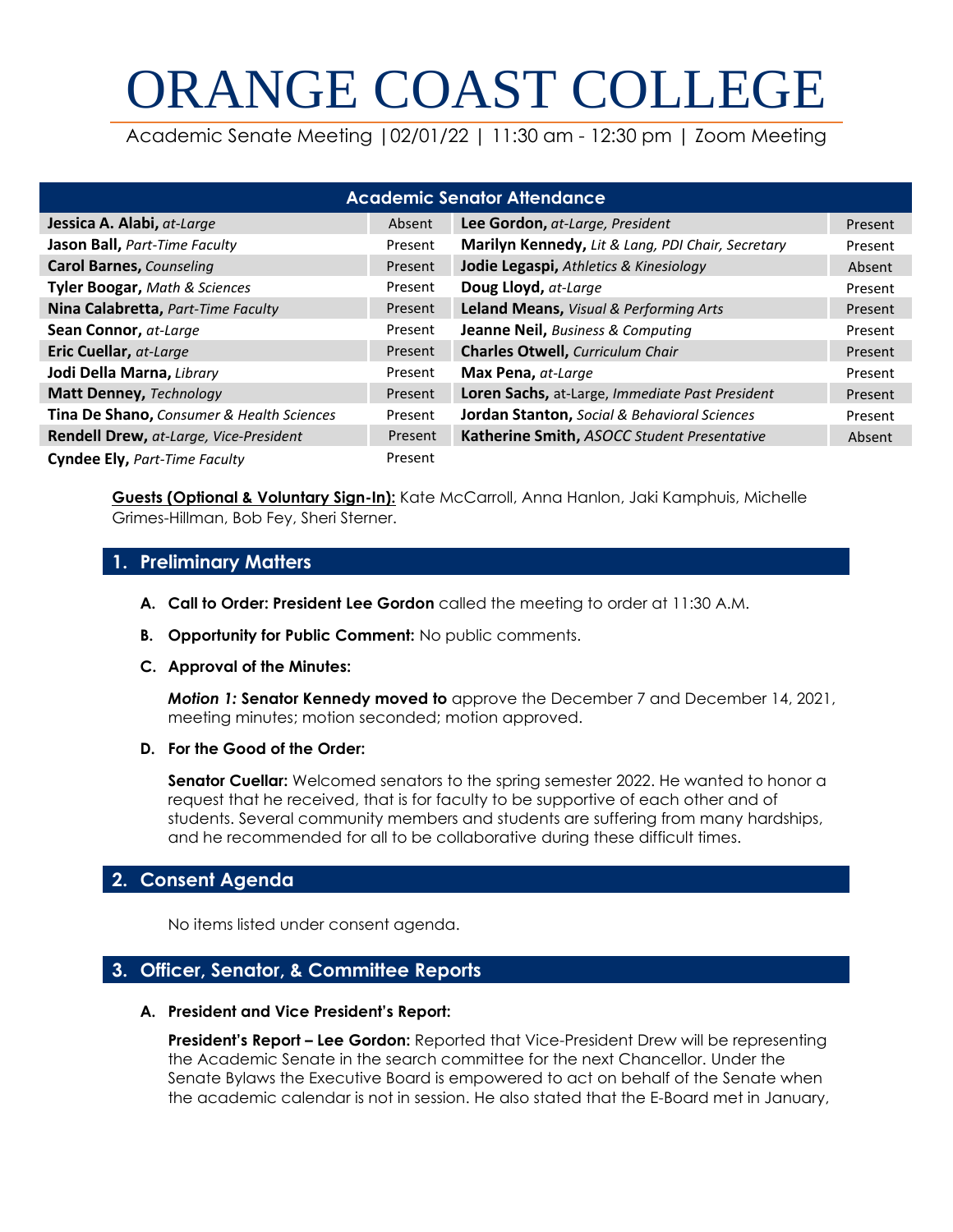# ORANGE COAST COLLEGE

Academic Senate Meeting |02/01/22 | 11:30 am - 12:30 pm | Zoom Meeting

| Academic Senator Attendance | | | |
|---|---|---|---|
| **Jessica A. Alabi,** *at-Large* | Absent | **Lee Gordon,** *at-Large, President* | Present |
| **Jason Ball,** *Part-Time Faculty* | Present | **Marilyn Kennedy,** *Lit & Lang, PDI Chair, Secretary* | Present |
| **Carol Barnes,** *Counseling* | Present | **Jodie Legaspi,** *Athletics & Kinesiology* | Absent |
| **Tyler Boogar,** *Math & Sciences* | Present | **Doug Lloyd,** *at-Large* | Present |
| **Nina Calabretta,** *Part-Time Faculty* | Present | **Leland Means,** *Visual & Performing Arts* | Present |
| **Sean Connor,** *at-Large* | Present | **Jeanne Neil,** *Business & Computing* | Present |
| **Eric Cuellar,** *at-Large* | Present | **Charles Otwell,** *Curriculum Chair* | Present |
| **Jodi Della Marna,** *Library* | Present | **Max Pena,** *at-Large* | Present |
| **Matt Denney,** *Technology* | Present | **Loren Sachs,** at-Large, *Immediate Past President* | Present |
| **Tina De Shano,** *Consumer & Health Sciences* | Present | **Jordan Stanton,** *Social & Behavioral Sciences* | Present |
| **Rendell Drew,** *at-Large, Vice-President* | Present | **Katherine Smith,** *ASOCC Student Presentative* | Absent |
| **Cyndee Ely,** *Part-Time Faculty* | Present | | |

**Guests (Optional & Voluntary Sign-In):** Kate McCarroll, Anna Hanlon, Jaki Kamphuis, Michelle Grimes-Hillman, Bob Fey, Sheri Sterner.

## 1. Preliminary Matters

**A. Call to Order: President Lee Gordon** called the meeting to order at 11:30 A.M.

**B. Opportunity for Public Comment:** No public comments.

**C. Approval of the Minutes:**

***Motion 1:*** **Senator Kennedy moved to** approve the December 7 and December 14, 2021, meeting minutes; motion seconded; motion approved.

**D. For the Good of the Order:**

**Senator Cuellar:** Welcomed senators to the spring semester 2022. He wanted to honor a request that he received, that is for faculty to be supportive of each other and of students. Several community members and students are suffering from many hardships, and he recommended for all to be collaborative during these difficult times.

## 2. Consent Agenda

No items listed under consent agenda.

## 3. Officer, Senator, & Committee Reports

**A. President and Vice President's Report:**

**President's Report – Lee Gordon:** Reported that Vice-President Drew will be representing the Academic Senate in the search committee for the next Chancellor. Under the Senate Bylaws the Executive Board is empowered to act on behalf of the Senate when the academic calendar is not in session. He also stated that the E-Board met in January,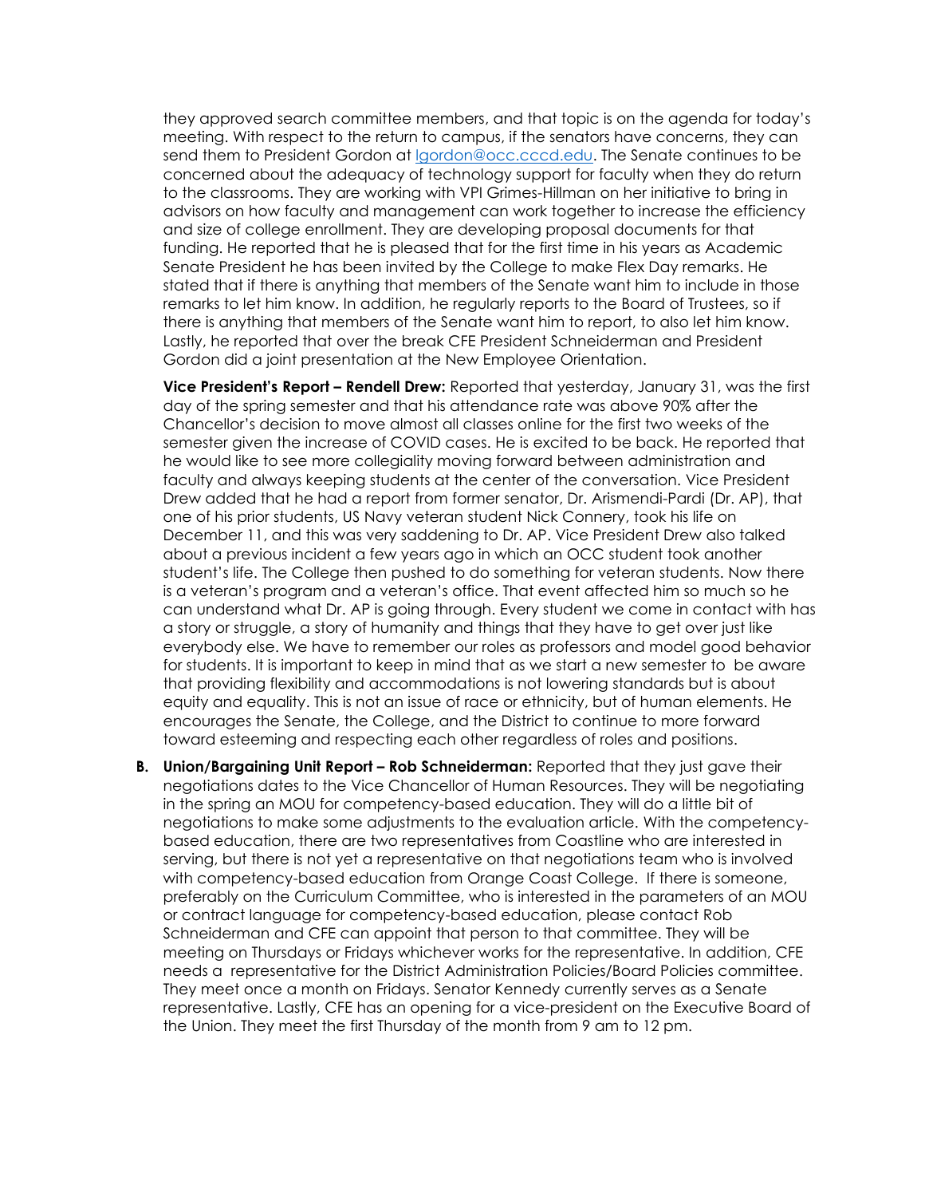they approved search committee members, and that topic is on the agenda for today's meeting. With respect to the return to campus, if the senators have concerns, they can send them to President Gordon at lgordon@occ.cccd.edu. The Senate continues to be concerned about the adequacy of technology support for faculty when they do return to the classrooms. They are working with VPI Grimes-Hillman on her initiative to bring in advisors on how faculty and management can work together to increase the efficiency and size of college enrollment. They are developing proposal documents for that funding. He reported that he is pleased that for the first time in his years as Academic Senate President he has been invited by the College to make Flex Day remarks. He stated that if there is anything that members of the Senate want him to include in those remarks to let him know. In addition, he regularly reports to the Board of Trustees, so if there is anything that members of the Senate want him to report, to also let him know. Lastly, he reported that over the break CFE President Schneiderman and President Gordon did a joint presentation at the New Employee Orientation.

**Vice President's Report – Rendell Drew:** Reported that yesterday, January 31, was the first day of the spring semester and that his attendance rate was above 90% after the Chancellor's decision to move almost all classes online for the first two weeks of the semester given the increase of COVID cases. He is excited to be back. He reported that he would like to see more collegiality moving forward between administration and faculty and always keeping students at the center of the conversation. Vice President Drew added that he had a report from former senator, Dr. Arismendi-Pardi (Dr. AP), that one of his prior students, US Navy veteran student Nick Connery, took his life on December 11, and this was very saddening to Dr. AP. Vice President Drew also talked about a previous incident a few years ago in which an OCC student took another student's life. The College then pushed to do something for veteran students. Now there is a veteran's program and a veteran's office. That event affected him so much so he can understand what Dr. AP is going through. Every student we come in contact with has a story or struggle, a story of humanity and things that they have to get over just like everybody else. We have to remember our roles as professors and model good behavior for students. It is important to keep in mind that as we start a new semester to be aware that providing flexibility and accommodations is not lowering standards but is about equity and equality. This is not an issue of race or ethnicity, but of human elements. He encourages the Senate, the College, and the District to continue to more forward toward esteeming and respecting each other regardless of roles and positions.

**B. Union/Bargaining Unit Report – Rob Schneiderman:** Reported that they just gave their negotiations dates to the Vice Chancellor of Human Resources. They will be negotiating in the spring an MOU for competency-based education. They will do a little bit of negotiations to make some adjustments to the evaluation article. With the competency-based education, there are two representatives from Coastline who are interested in serving, but there is not yet a representative on that negotiations team who is involved with competency-based education from Orange Coast College. If there is someone, preferably on the Curriculum Committee, who is interested in the parameters of an MOU or contract language for competency-based education, please contact Rob Schneiderman and CFE can appoint that person to that committee. They will be meeting on Thursdays or Fridays whichever works for the representative. In addition, CFE needs a representative for the District Administration Policies/Board Policies committee. They meet once a month on Fridays. Senator Kennedy currently serves as a Senate representative. Lastly, CFE has an opening for a vice-president on the Executive Board of the Union. They meet the first Thursday of the month from 9 am to 12 pm.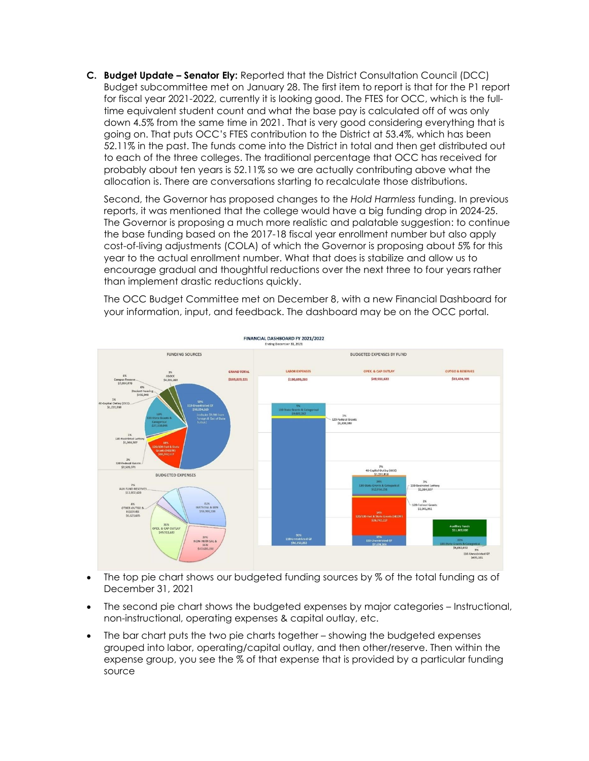**C. Budget Update – Senator Ely:** Reported that the District Consultation Council (DCC) Budget subcommittee met on January 28. The first item to report is that for the P1 report for fiscal year 2021-2022, currently it is looking good. The FTES for OCC, which is the full-time equivalent student count and what the base pay is calculated off of was only down 4.5% from the same time in 2021. That is very good considering everything that is going on. That puts OCC's FTES contribution to the District at 53.4%, which has been 52.11% in the past. The funds come into the District in total and then get distributed out to each of the three colleges. The traditional percentage that OCC has received for probably about ten years is 52.11% so we are actually contributing above what the allocation is. There are conversations starting to recalculate those distributions.

Second, the Governor has proposed changes to the *Hold Harmless* funding. In previous reports, it was mentioned that the college would have a big funding drop in 2024-25. The Governor is proposing a much more realistic and palatable suggestion: to continue the base funding based on the 2017-18 fiscal year enrollment number but also apply cost-of-living adjustments (COLA) of which the Governor is proposing about 5% for this year to the actual enrollment number. What that does is stabilize and allow us to encourage gradual and thoughtful reductions over the next three to four years rather than implement drastic reductions quickly.

The OCC Budget Committee met on December 8, with a new Financial Dashboard for your information, input, and feedback. The dashboard may be on the OCC portal.

- The top pie chart shows our budgeted funding sources by % of the total funding as of December 31, 2021
- The second pie chart shows the budgeted expenses by major categories – Instructional, non-instructional, operating expenses & capital outlay, etc.
- The bar chart puts the two pie charts together – showing the budgeted expenses grouped into labor, operating/capital outlay, and then other/reserve. Then within the expense group, you see the % of that expense that is provided by a particular funding source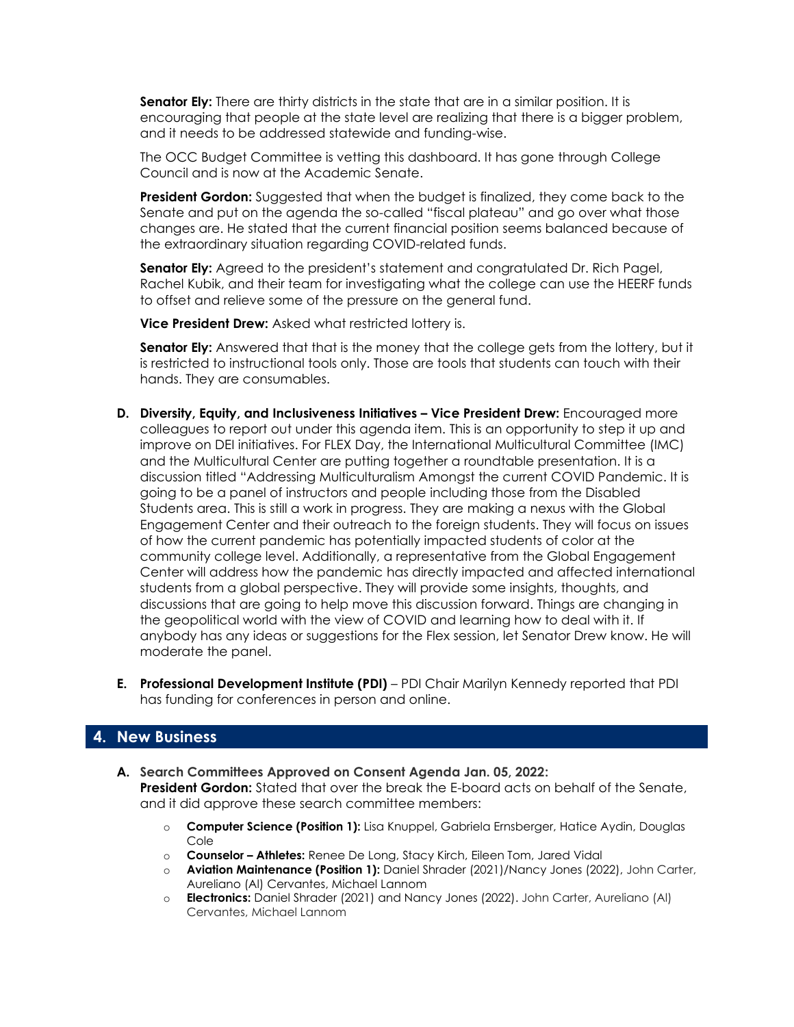**Senator Ely:** There are thirty districts in the state that are in a similar position. It is encouraging that people at the state level are realizing that there is a bigger problem, and it needs to be addressed statewide and funding-wise.

The OCC Budget Committee is vetting this dashboard. It has gone through College Council and is now at the Academic Senate.

**President Gordon:** Suggested that when the budget is finalized, they come back to the Senate and put on the agenda the so-called "fiscal plateau" and go over what those changes are. He stated that the current financial position seems balanced because of the extraordinary situation regarding COVID-related funds.

**Senator Ely:** Agreed to the president's statement and congratulated Dr. Rich Pagel, Rachel Kubik, and their team for investigating what the college can use the HEERF funds to offset and relieve some of the pressure on the general fund.

**Vice President Drew:** Asked what restricted lottery is.

**Senator Ely:** Answered that that is the money that the college gets from the lottery, but it is restricted to instructional tools only. Those are tools that students can touch with their hands. They are consumables.

**D. Diversity, Equity, and Inclusiveness Initiatives – Vice President Drew:** Encouraged more colleagues to report out under this agenda item. This is an opportunity to step it up and improve on DEI initiatives. For FLEX Day, the International Multicultural Committee (IMC) and the Multicultural Center are putting together a roundtable presentation. It is a discussion titled "Addressing Multiculturalism Amongst the current COVID Pandemic. It is going to be a panel of instructors and people including those from the Disabled Students area. This is still a work in progress. They are making a nexus with the Global Engagement Center and their outreach to the foreign students. They will focus on issues of how the current pandemic has potentially impacted students of color at the community college level. Additionally, a representative from the Global Engagement Center will address how the pandemic has directly impacted and affected international students from a global perspective. They will provide some insights, thoughts, and discussions that are going to help move this discussion forward. Things are changing in the geopolitical world with the view of COVID and learning how to deal with it. If anybody has any ideas or suggestions for the Flex session, let Senator Drew know. He will moderate the panel.

**E. Professional Development Institute (PDI)** – PDI Chair Marilyn Kennedy reported that PDI has funding for conferences in person and online.

## 4. New Business

**A. Search Committees Approved on Consent Agenda Jan. 05, 2022:**
**President Gordon:** Stated that over the break the E-board acts on behalf of the Senate, and it did approve these search committee members:

- **Computer Science (Position 1):** Lisa Knuppel, Gabriela Ernsberger, Hatice Aydin, Douglas Cole
- **Counselor – Athletes:** Renee De Long, Stacy Kirch, Eileen Tom, Jared Vidal
- **Aviation Maintenance (Position 1):** Daniel Shrader (2021)/Nancy Jones (2022), John Carter, Aureliano (Al) Cervantes, Michael Lannom
- **Electronics:** Daniel Shrader (2021) and Nancy Jones (2022). John Carter, Aureliano (Al) Cervantes, Michael Lannom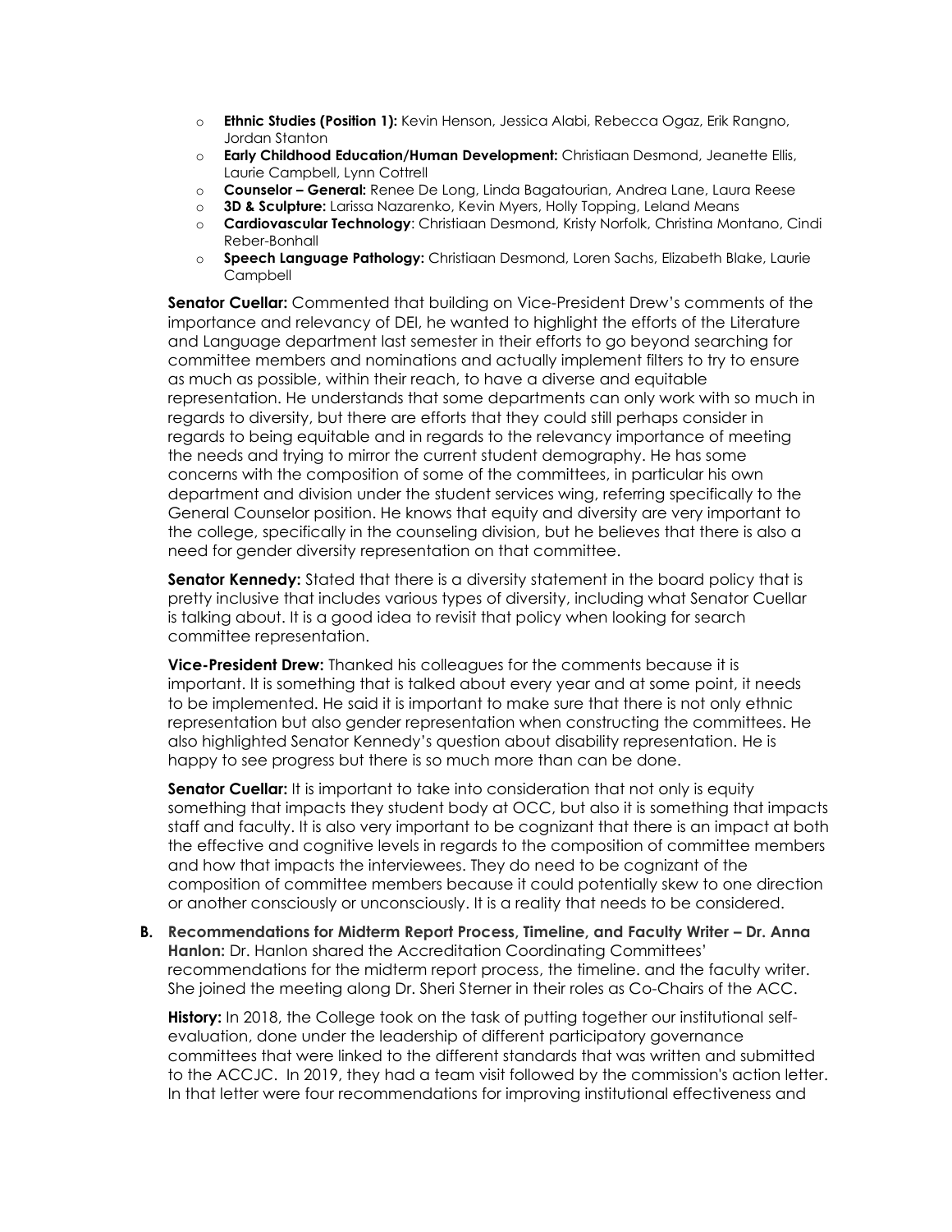- **Ethnic Studies (Position 1):** Kevin Henson, Jessica Alabi, Rebecca Ogaz, Erik Rangno, Jordan Stanton
- **Early Childhood Education/Human Development:** Christiaan Desmond, Jeanette Ellis, Laurie Campbell, Lynn Cottrell
- **Counselor – General:** Renee De Long, Linda Bagatourian, Andrea Lane, Laura Reese
- **3D & Sculpture:** Larissa Nazarenko, Kevin Myers, Holly Topping, Leland Means
- **Cardiovascular Technology**: Christiaan Desmond, Kristy Norfolk, Christina Montano, Cindi Reber-Bonhall
- **Speech Language Pathology:** Christiaan Desmond, Loren Sachs, Elizabeth Blake, Laurie Campbell

**Senator Cuellar:** Commented that building on Vice-President Drew's comments of the importance and relevancy of DEI, he wanted to highlight the efforts of the Literature and Language department last semester in their efforts to go beyond searching for committee members and nominations and actually implement filters to try to ensure as much as possible, within their reach, to have a diverse and equitable representation. He understands that some departments can only work with so much in regards to diversity, but there are efforts that they could still perhaps consider in regards to being equitable and in regards to the relevancy importance of meeting the needs and trying to mirror the current student demography. He has some concerns with the composition of some of the committees, in particular his own department and division under the student services wing, referring specifically to the General Counselor position. He knows that equity and diversity are very important to the college, specifically in the counseling division, but he believes that there is also a need for gender diversity representation on that committee.

**Senator Kennedy:** Stated that there is a diversity statement in the board policy that is pretty inclusive that includes various types of diversity, including what Senator Cuellar is talking about. It is a good idea to revisit that policy when looking for search committee representation.

**Vice-President Drew:** Thanked his colleagues for the comments because it is important. It is something that is talked about every year and at some point, it needs to be implemented. He said it is important to make sure that there is not only ethnic representation but also gender representation when constructing the committees. He also highlighted Senator Kennedy's question about disability representation. He is happy to see progress but there is so much more than can be done.

**Senator Cuellar:** It is important to take into consideration that not only is equity something that impacts they student body at OCC, but also it is something that impacts staff and faculty. It is also very important to be cognizant that there is an impact at both the effective and cognitive levels in regards to the composition of committee members and how that impacts the interviewees. They do need to be cognizant of the composition of committee members because it could potentially skew to one direction or another consciously or unconsciously. It is a reality that needs to be considered.

**B. Recommendations for Midterm Report Process, Timeline, and Faculty Writer – Dr. Anna Hanlon:** Dr. Hanlon shared the Accreditation Coordinating Committees' recommendations for the midterm report process, the timeline. and the faculty writer. She joined the meeting along Dr. Sheri Sterner in their roles as Co-Chairs of the ACC.

**History:** In 2018, the College took on the task of putting together our institutional self-evaluation, done under the leadership of different participatory governance committees that were linked to the different standards that was written and submitted to the ACCJC. In 2019, they had a team visit followed by the commission's action letter. In that letter were four recommendations for improving institutional effectiveness and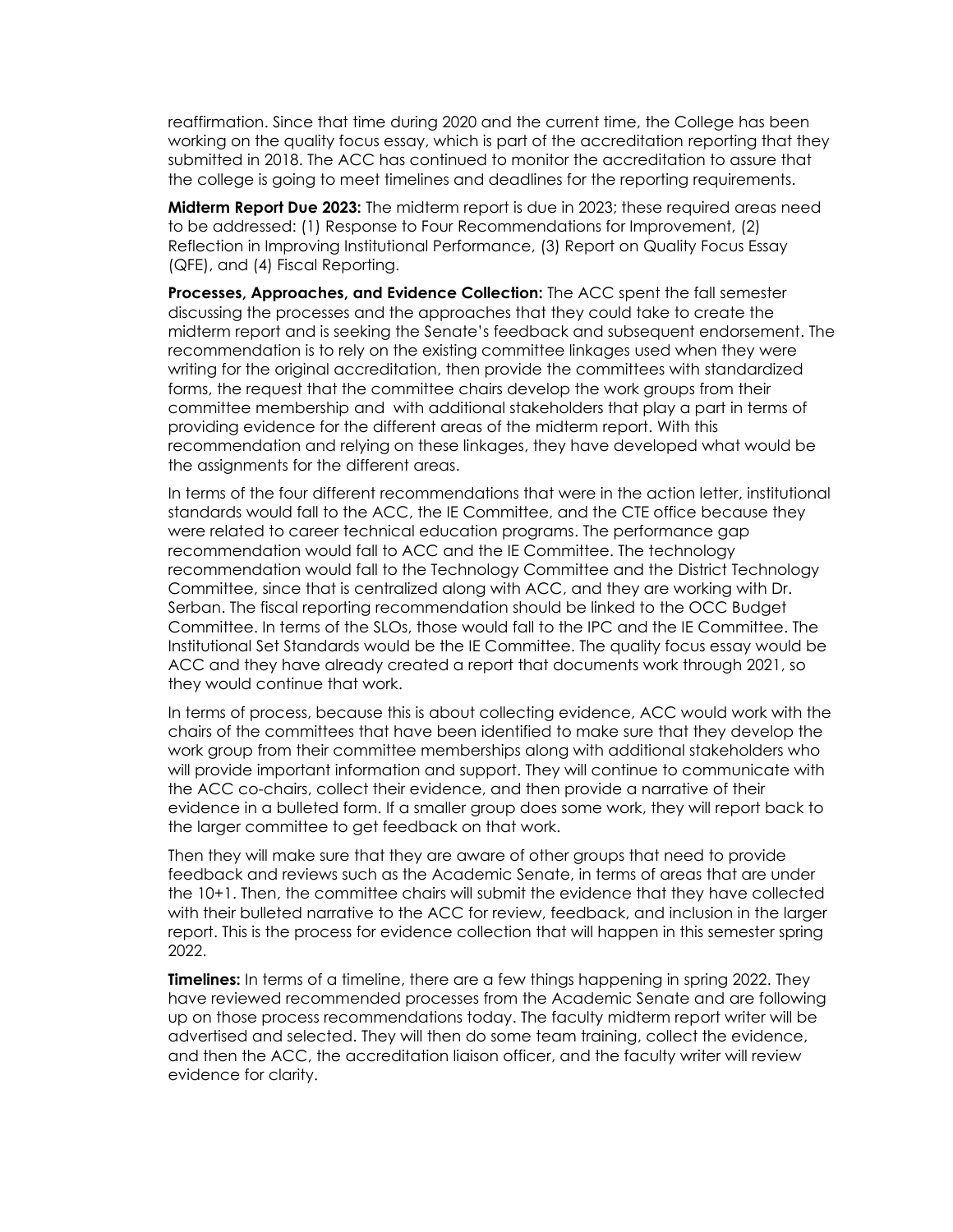reaffirmation. Since that time during 2020 and the current time, the College has been working on the quality focus essay, which is part of the accreditation reporting that they submitted in 2018. The ACC has continued to monitor the accreditation to assure that the college is going to meet timelines and deadlines for the reporting requirements.

**Midterm Report Due 2023:** The midterm report is due in 2023; these required areas need to be addressed: (1) Response to Four Recommendations for Improvement, (2) Reflection in Improving Institutional Performance, (3) Report on Quality Focus Essay (QFE), and (4) Fiscal Reporting.

**Processes, Approaches, and Evidence Collection:** The ACC spent the fall semester discussing the processes and the approaches that they could take to create the midterm report and is seeking the Senate's feedback and subsequent endorsement. The recommendation is to rely on the existing committee linkages used when they were writing for the original accreditation, then provide the committees with standardized forms, the request that the committee chairs develop the work groups from their committee membership and with additional stakeholders that play a part in terms of providing evidence for the different areas of the midterm report. With this recommendation and relying on these linkages, they have developed what would be the assignments for the different areas.

In terms of the four different recommendations that were in the action letter, institutional standards would fall to the ACC, the IE Committee, and the CTE office because they were related to career technical education programs. The performance gap recommendation would fall to ACC and the IE Committee. The technology recommendation would fall to the Technology Committee and the District Technology Committee, since that is centralized along with ACC, and they are working with Dr. Serban. The fiscal reporting recommendation should be linked to the OCC Budget Committee. In terms of the SLOs, those would fall to the IPC and the IE Committee. The Institutional Set Standards would be the IE Committee. The quality focus essay would be ACC and they have already created a report that documents work through 2021, so they would continue that work.

In terms of process, because this is about collecting evidence, ACC would work with the chairs of the committees that have been identified to make sure that they develop the work group from their committee memberships along with additional stakeholders who will provide important information and support. They will continue to communicate with the ACC co-chairs, collect their evidence, and then provide a narrative of their evidence in a bulleted form. If a smaller group does some work, they will report back to the larger committee to get feedback on that work.

Then they will make sure that they are aware of other groups that need to provide feedback and reviews such as the Academic Senate, in terms of areas that are under the 10+1. Then, the committee chairs will submit the evidence that they have collected with their bulleted narrative to the ACC for review, feedback, and inclusion in the larger report. This is the process for evidence collection that will happen in this semester spring 2022.

**Timelines:** In terms of a timeline, there are a few things happening in spring 2022. They have reviewed recommended processes from the Academic Senate and are following up on those process recommendations today. The faculty midterm report writer will be advertised and selected. They will then do some team training, collect the evidence, and then the ACC, the accreditation liaison officer, and the faculty writer will review evidence for clarity.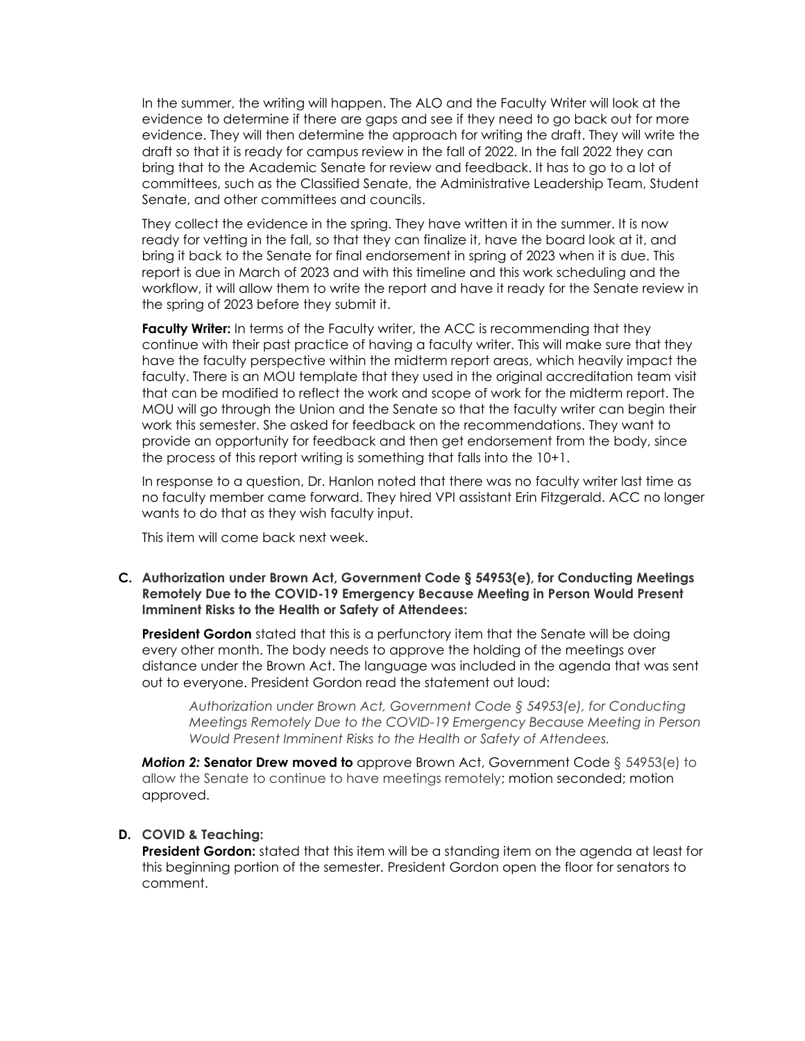In the summer, the writing will happen. The ALO and the Faculty Writer will look at the evidence to determine if there are gaps and see if they need to go back out for more evidence. They will then determine the approach for writing the draft. They will write the draft so that it is ready for campus review in the fall of 2022. In the fall 2022 they can bring that to the Academic Senate for review and feedback. It has to go to a lot of committees, such as the Classified Senate, the Administrative Leadership Team, Student Senate, and other committees and councils.

They collect the evidence in the spring. They have written it in the summer. It is now ready for vetting in the fall, so that they can finalize it, have the board look at it, and bring it back to the Senate for final endorsement in spring of 2023 when it is due. This report is due in March of 2023 and with this timeline and this work scheduling and the workflow, it will allow them to write the report and have it ready for the Senate review in the spring of 2023 before they submit it.

**Faculty Writer:** In terms of the Faculty writer, the ACC is recommending that they continue with their past practice of having a faculty writer. This will make sure that they have the faculty perspective within the midterm report areas, which heavily impact the faculty. There is an MOU template that they used in the original accreditation team visit that can be modified to reflect the work and scope of work for the midterm report. The MOU will go through the Union and the Senate so that the faculty writer can begin their work this semester. She asked for feedback on the recommendations. They want to provide an opportunity for feedback and then get endorsement from the body, since the process of this report writing is something that falls into the 10+1.

In response to a question, Dr. Hanlon noted that there was no faculty writer last time as no faculty member came forward. They hired VPI assistant Erin Fitzgerald. ACC no longer wants to do that as they wish faculty input.

This item will come back next week.

**C. Authorization under Brown Act, Government Code § 54953(e), for Conducting Meetings Remotely Due to the COVID-19 Emergency Because Meeting in Person Would Present Imminent Risks to the Health or Safety of Attendees:**

**President Gordon** stated that this is a perfunctory item that the Senate will be doing every other month. The body needs to approve the holding of the meetings over distance under the Brown Act. The language was included in the agenda that was sent out to everyone. President Gordon read the statement out loud:

> *Authorization under Brown Act, Government Code § 54953(e), for Conducting Meetings Remotely Due to the COVID-19 Emergency Because Meeting in Person Would Present Imminent Risks to the Health or Safety of Attendees.*

***Motion 2:*** **Senator Drew moved to** approve Brown Act, Government Code § 54953(e) to allow the Senate to continue to have meetings remotely; motion seconded; motion approved.

**D. COVID & Teaching:**

**President Gordon:** stated that this item will be a standing item on the agenda at least for this beginning portion of the semester. President Gordon open the floor for senators to comment.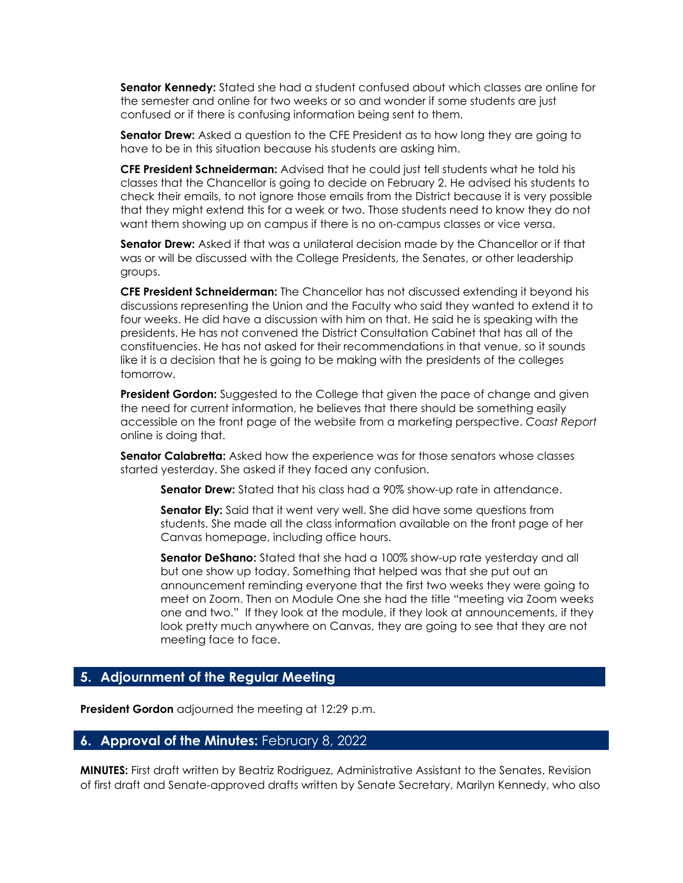**Senator Kennedy:** Stated she had a student confused about which classes are online for the semester and online for two weeks or so and wonder if some students are just confused or if there is confusing information being sent to them.

**Senator Drew:** Asked a question to the CFE President as to how long they are going to have to be in this situation because his students are asking him.

**CFE President Schneiderman:** Advised that he could just tell students what he told his classes that the Chancellor is going to decide on February 2. He advised his students to check their emails, to not ignore those emails from the District because it is very possible that they might extend this for a week or two. Those students need to know they do not want them showing up on campus if there is no on-campus classes or vice versa.

**Senator Drew:** Asked if that was a unilateral decision made by the Chancellor or if that was or will be discussed with the College Presidents, the Senates, or other leadership groups.

**CFE President Schneiderman:** The Chancellor has not discussed extending it beyond his discussions representing the Union and the Faculty who said they wanted to extend it to four weeks. He did have a discussion with him on that. He said he is speaking with the presidents. He has not convened the District Consultation Cabinet that has all of the constituencies. He has not asked for their recommendations in that venue, so it sounds like it is a decision that he is going to be making with the presidents of the colleges tomorrow.

**President Gordon:** Suggested to the College that given the pace of change and given the need for current information, he believes that there should be something easily accessible on the front page of the website from a marketing perspective. *Coast Report* online is doing that.

**Senator Calabretta:** Asked how the experience was for those senators whose classes started yesterday. She asked if they faced any confusion.

> **Senator Drew:** Stated that his class had a 90% show-up rate in attendance.
>
> **Senator Ely:** Said that it went very well. She did have some questions from students. She made all the class information available on the front page of her Canvas homepage, including office hours.
>
> **Senator DeShano:** Stated that she had a 100% show-up rate yesterday and all but one show up today. Something that helped was that she put out an announcement reminding everyone that the first two weeks they were going to meet on Zoom. Then on Module One she had the title "meeting via Zoom weeks one and two." If they look at the module, if they look at announcements, if they look pretty much anywhere on Canvas, they are going to see that they are not meeting face to face.

## 5. Adjournment of the Regular Meeting

**President Gordon** adjourned the meeting at 12:29 p.m.

## 6. Approval of the Minutes: February 8, 2022

**MINUTES:** First draft written by Beatriz Rodriguez, Administrative Assistant to the Senates. Revision of first draft and Senate-approved drafts written by Senate Secretary, Marilyn Kennedy, who also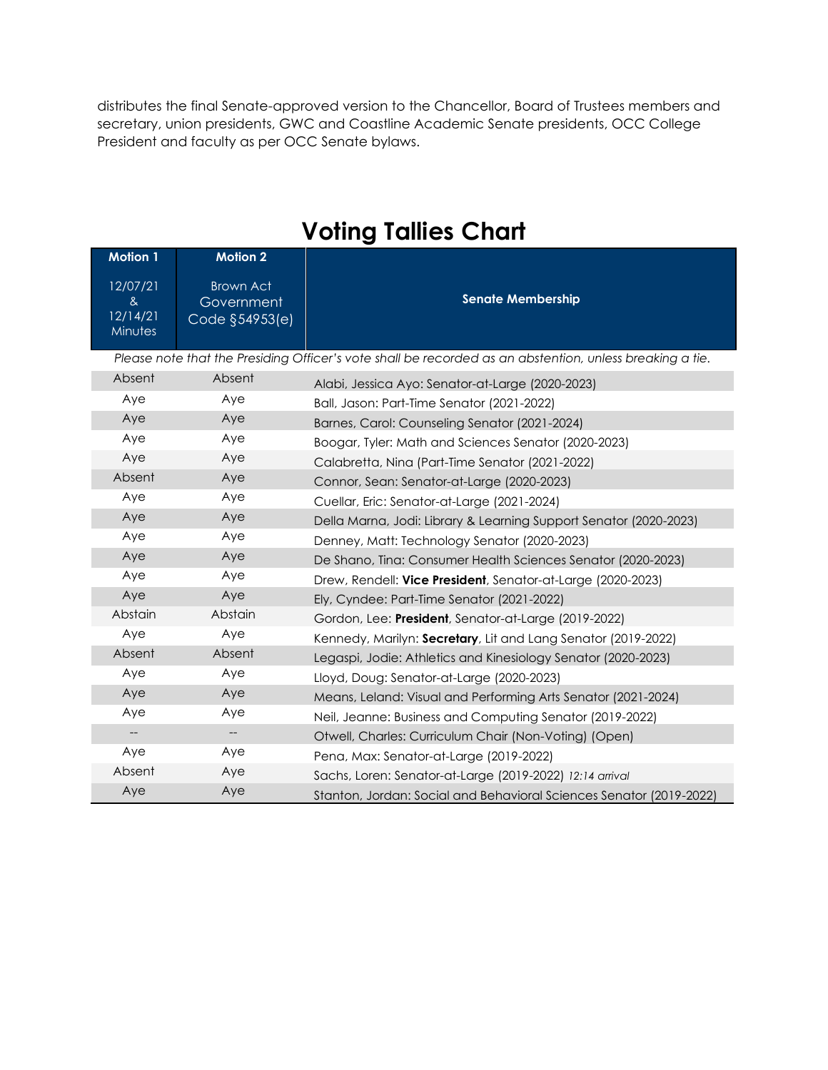distributes the final Senate-approved version to the Chancellor, Board of Trustees members and secretary, union presidents, GWC and Coastline Academic Senate presidents, OCC College President and faculty as per OCC Senate bylaws.

## Voting Tallies Chart

| **Motion 1** 12/07/21 & 12/14/21 Minutes | **Motion 2** Brown Act Government Code §54953(e) | **Senate Membership** |
|---|---|---|
| *Please note that the Presiding Officer's vote shall be recorded as an abstention, unless breaking a tie.* | | |
| Absent | Absent | Alabi, Jessica Ayo: Senator-at-Large (2020-2023) |
| Aye | Aye | Ball, Jason: Part-Time Senator (2021-2022) |
| Aye | Aye | Barnes, Carol: Counseling Senator (2021-2024) |
| Aye | Aye | Boogar, Tyler: Math and Sciences Senator (2020-2023) |
| Aye | Aye | Calabretta, Nina (Part-Time Senator (2021-2022) |
| Absent | Aye | Connor, Sean: Senator-at-Large (2020-2023) |
| Aye | Aye | Cuellar, Eric: Senator-at-Large (2021-2024) |
| Aye | Aye | Della Marna, Jodi: Library & Learning Support Senator (2020-2023) |
| Aye | Aye | Denney, Matt: Technology Senator (2020-2023) |
| Aye | Aye | De Shano, Tina: Consumer Health Sciences Senator (2020-2023) |
| Aye | Aye | Drew, Rendell: **Vice President**, Senator-at-Large (2020-2023) |
| Aye | Aye | Ely, Cyndee: Part-Time Senator (2021-2022) |
| Abstain | Abstain | Gordon, Lee: **President**, Senator-at-Large (2019-2022) |
| Aye | Aye | Kennedy, Marilyn: **Secretary**, Lit and Lang Senator (2019-2022) |
| Absent | Absent | Legaspi, Jodie: Athletics and Kinesiology Senator (2020-2023) |
| Aye | Aye | Lloyd, Doug: Senator-at-Large (2020-2023) |
| Aye | Aye | Means, Leland: Visual and Performing Arts Senator (2021-2024) |
| Aye | Aye | Neil, Jeanne: Business and Computing Senator (2019-2022) |
| -- | -- | Otwell, Charles: Curriculum Chair (Non-Voting) (Open) |
| Aye | Aye | Pena, Max: Senator-at-Large (2019-2022) |
| Absent | Aye | Sachs, Loren: Senator-at-Large (2019-2022) *12:14 arrival* |
| Aye | Aye | Stanton, Jordan: Social and Behavioral Sciences Senator (2019-2022) |